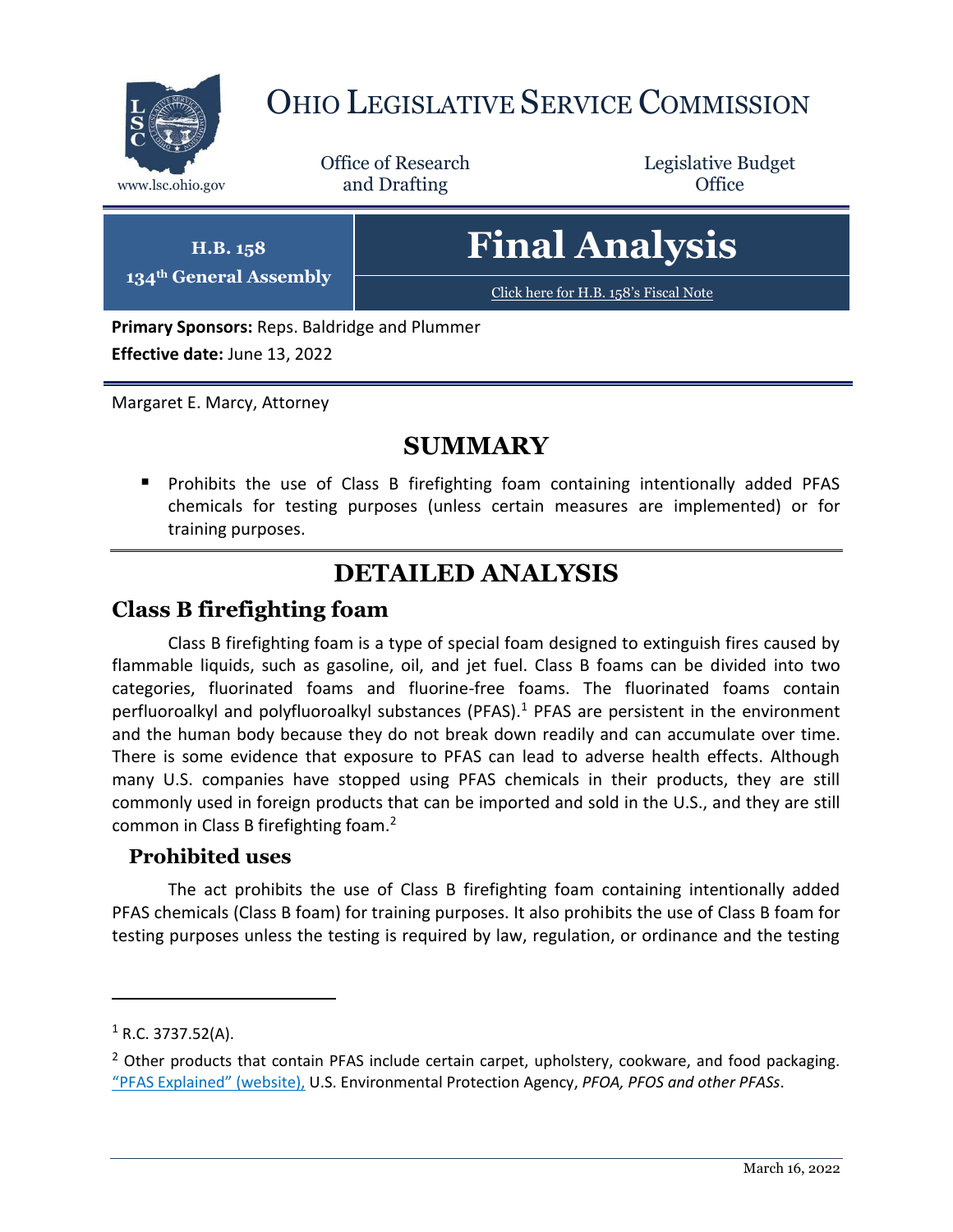# OHIO LEGISLATIVE SERVICE COMMISSION

www.lsc.ohio.gov

Office of Research and Drafting

Legislative Budget Office

**H.B. 158**
**134th General Assembly**

# Final Analysis

Click here for H.B. 158's Fiscal Note

**Primary Sponsors:** Reps. Baldridge and Plummer

**Effective date:** June 13, 2022

Margaret E. Marcy, Attorney

## SUMMARY

- Prohibits the use of Class B firefighting foam containing intentionally added PFAS chemicals for testing purposes (unless certain measures are implemented) or for training purposes.

## DETAILED ANALYSIS

## Class B firefighting foam

Class B firefighting foam is a type of special foam designed to extinguish fires caused by flammable liquids, such as gasoline, oil, and jet fuel. Class B foams can be divided into two categories, fluorinated foams and fluorine-free foams. The fluorinated foams contain perfluoroalkyl and polyfluoroalkyl substances (PFAS).[1] PFAS are persistent in the environment and the human body because they do not break down readily and can accumulate over time. There is some evidence that exposure to PFAS can lead to adverse health effects. Although many U.S. companies have stopped using PFAS chemicals in their products, they are still commonly used in foreign products that can be imported and sold in the U.S., and they are still common in Class B firefighting foam.[2]

### Prohibited uses

The act prohibits the use of Class B firefighting foam containing intentionally added PFAS chemicals (Class B foam) for training purposes. It also prohibits the use of Class B foam for testing purposes unless the testing is required by law, regulation, or ordinance and the testing

---

[1] R.C. 3737.52(A).

[2] Other products that contain PFAS include certain carpet, upholstery, cookware, and food packaging. "PFAS Explained" (website), U.S. Environmental Protection Agency, *PFOA, PFOS and other PFASs*.

March 16, 2022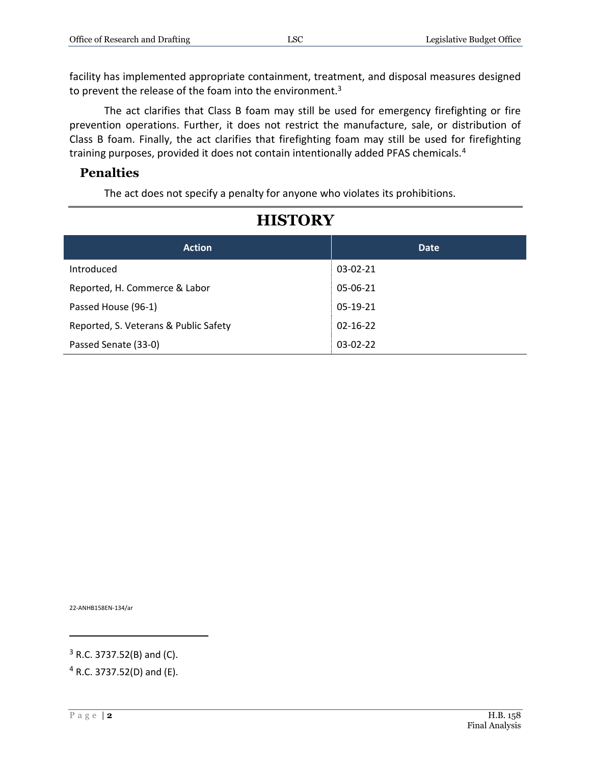facility has implemented appropriate containment, treatment, and disposal measures designed to prevent the release of the foam into the environment.[3]

The act clarifies that Class B foam may still be used for emergency firefighting or fire prevention operations. Further, it does not restrict the manufacture, sale, or distribution of Class B foam. Finally, the act clarifies that firefighting foam may still be used for firefighting training purposes, provided it does not contain intentionally added PFAS chemicals.[4]

## Penalties

The act does not specify a penalty for anyone who violates its prohibitions.

# HISTORY

| Action | Date |
|---|---|
| Introduced | 03-02-21 |
| Reported, H. Commerce & Labor | 05-06-21 |
| Passed House (96-1) | 05-19-21 |
| Reported, S. Veterans & Public Safety | 02-16-22 |
| Passed Senate (33-0) | 03-02-22 |

22-ANHB158EN-134/ar

[3] R.C. 3737.52(B) and (C).

[4] R.C. 3737.52(D) and (E).